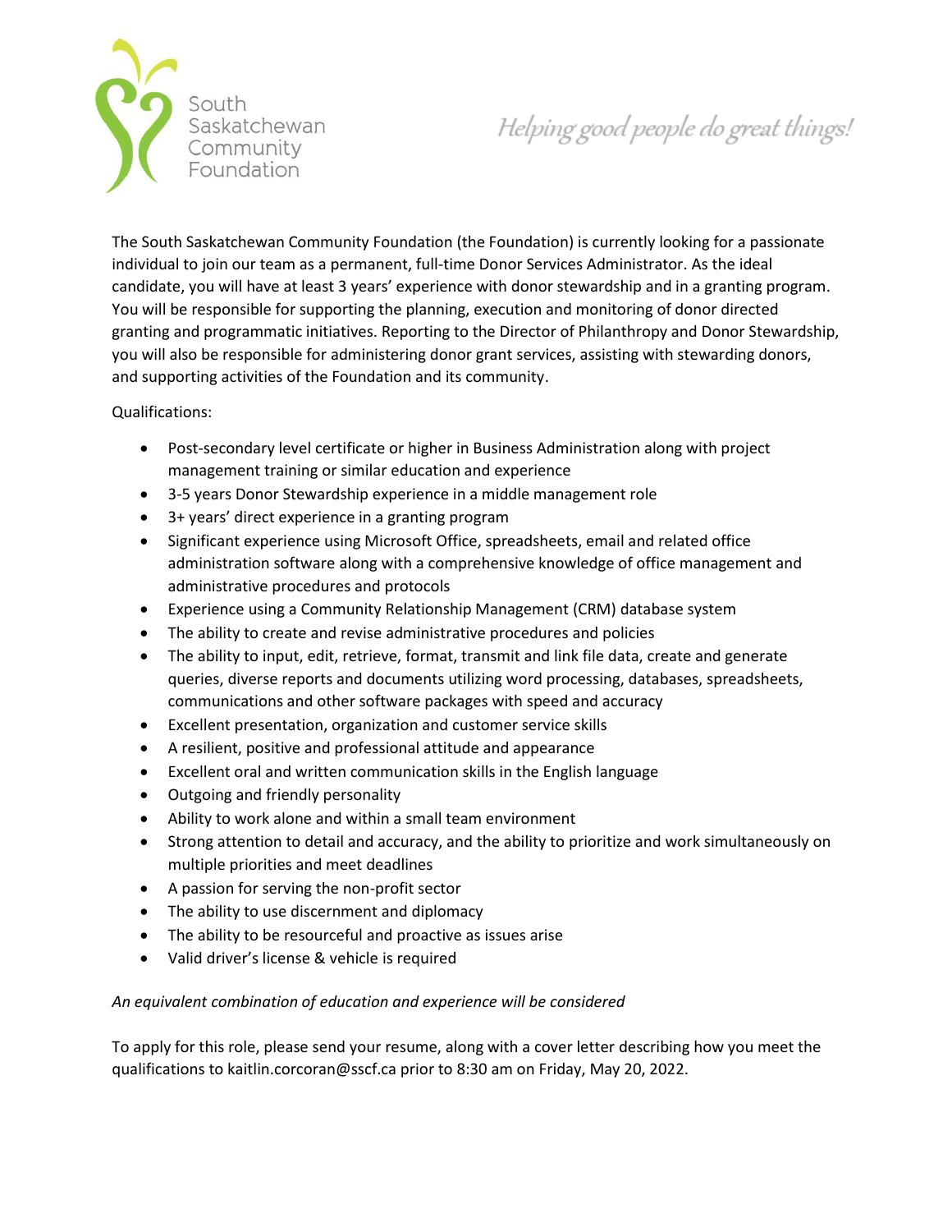South Saskatchewan Community Foundation

*Helping good people do great things!*

The South Saskatchewan Community Foundation (the Foundation) is currently looking for a passionate individual to join our team as a permanent, full-time Donor Services Administrator. As the ideal candidate, you will have at least 3 years' experience with donor stewardship and in a granting program. You will be responsible for supporting the planning, execution and monitoring of donor directed granting and programmatic initiatives. Reporting to the Director of Philanthropy and Donor Stewardship, you will also be responsible for administering donor grant services, assisting with stewarding donors, and supporting activities of the Foundation and its community.

Qualifications:

- Post-secondary level certificate or higher in Business Administration along with project management training or similar education and experience
- 3-5 years Donor Stewardship experience in a middle management role
- 3+ years' direct experience in a granting program
- Significant experience using Microsoft Office, spreadsheets, email and related office administration software along with a comprehensive knowledge of office management and administrative procedures and protocols
- Experience using a Community Relationship Management (CRM) database system
- The ability to create and revise administrative procedures and policies
- The ability to input, edit, retrieve, format, transmit and link file data, create and generate queries, diverse reports and documents utilizing word processing, databases, spreadsheets, communications and other software packages with speed and accuracy
- Excellent presentation, organization and customer service skills
- A resilient, positive and professional attitude and appearance
- Excellent oral and written communication skills in the English language
- Outgoing and friendly personality
- Ability to work alone and within a small team environment
- Strong attention to detail and accuracy, and the ability to prioritize and work simultaneously on multiple priorities and meet deadlines
- A passion for serving the non-profit sector
- The ability to use discernment and diplomacy
- The ability to be resourceful and proactive as issues arise
- Valid driver's license & vehicle is required

*An equivalent combination of education and experience will be considered*

To apply for this role, please send your resume, along with a cover letter describing how you meet the qualifications to kaitlin.corcoran@sscf.ca prior to 8:30 am on Friday, May 20, 2022.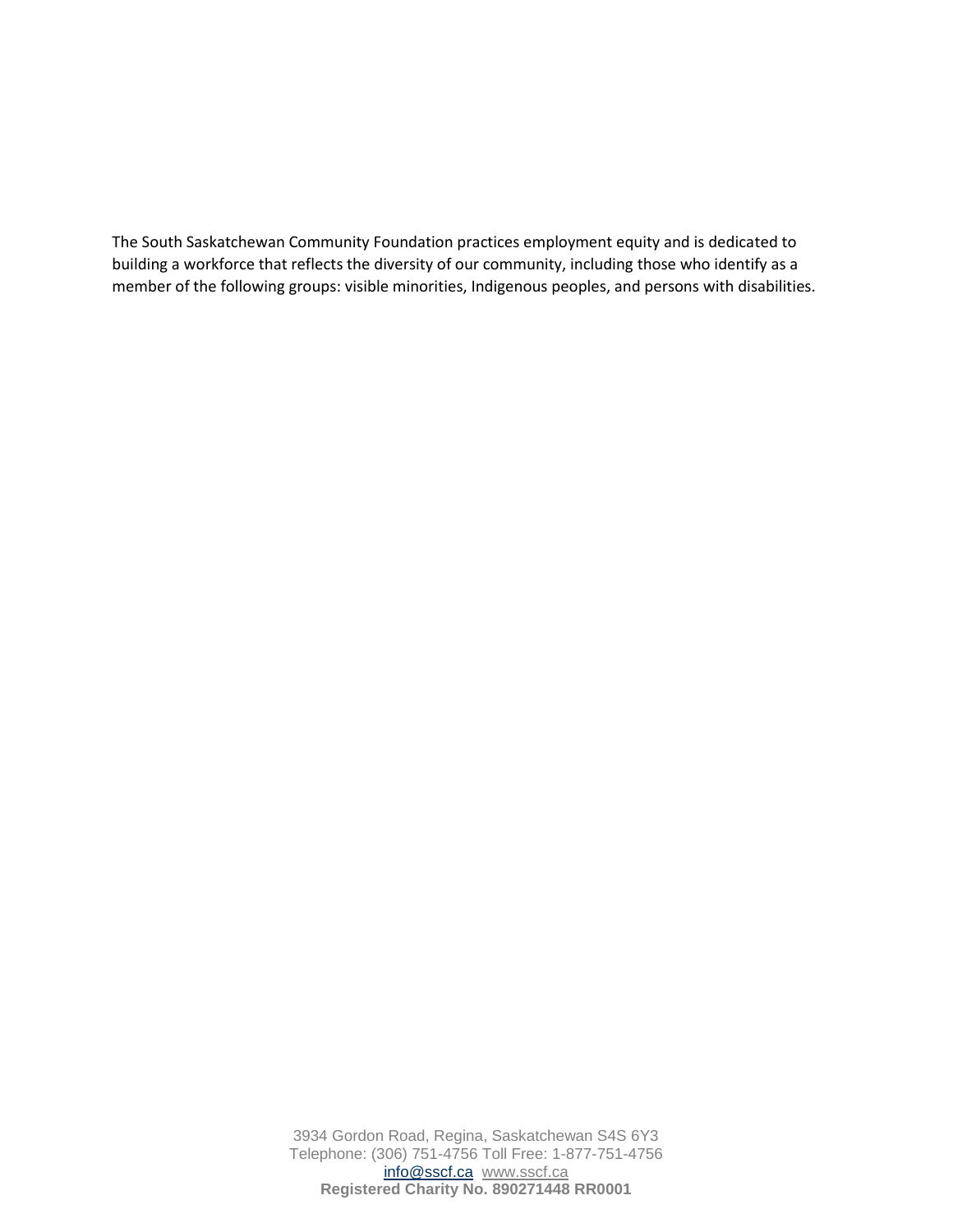The South Saskatchewan Community Foundation practices employment equity and is dedicated to building a workforce that reflects the diversity of our community, including those who identify as a member of the following groups: visible minorities, Indigenous peoples, and persons with disabilities.

3934 Gordon Road, Regina, Saskatchewan S4S 6Y3
Telephone: (306) 751-4756 Toll Free: 1-877-751-4756
info@sscf.ca www.sscf.ca
**Registered Charity No. 890271448 RR0001**